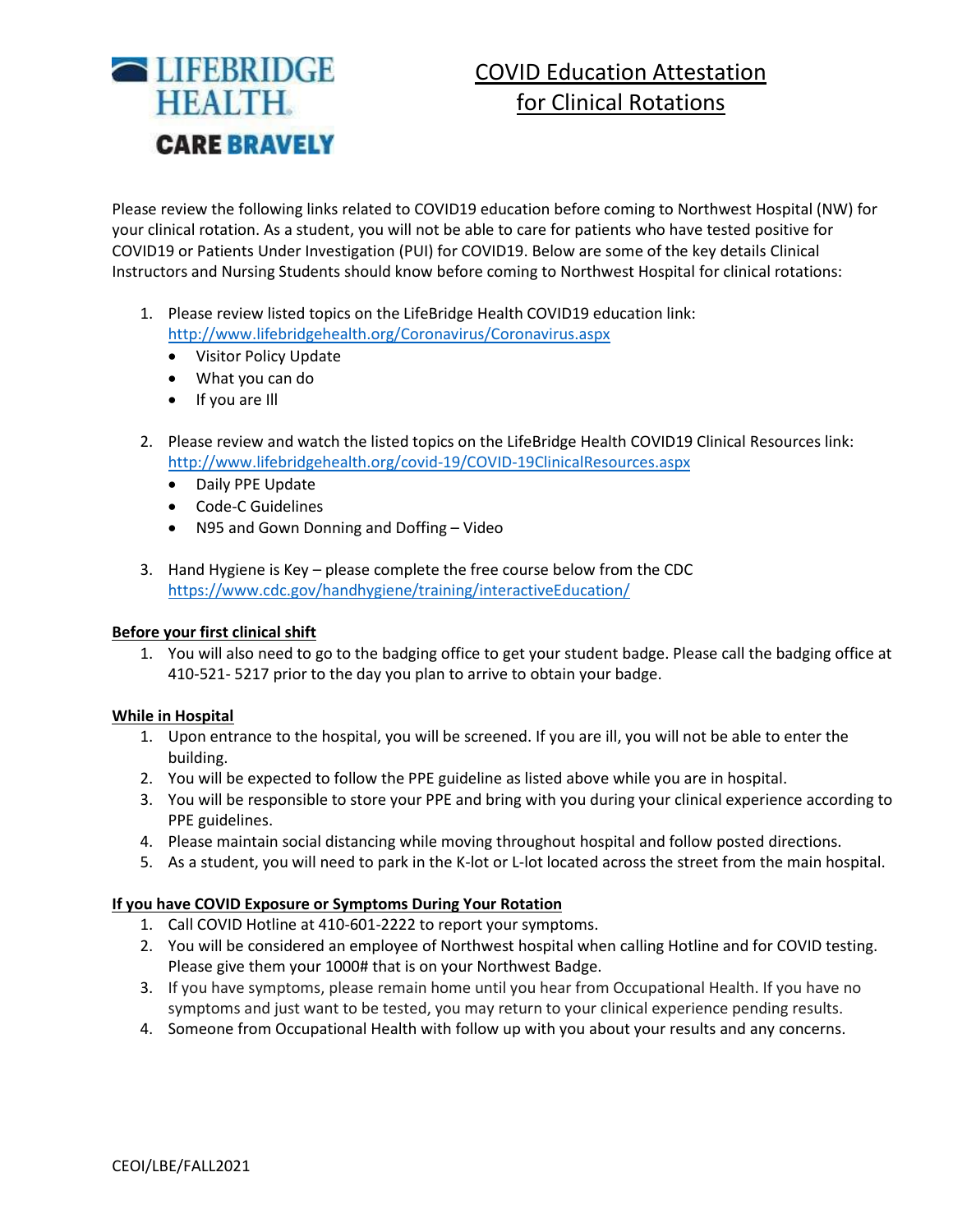LIFEBRIDGE HEALTH

CARE BRAVELY

# COVID Education Attestation for Clinical Rotations

Please review the following links related to COVID19 education before coming to Northwest Hospital (NW) for your clinical rotation. As a student, you will not be able to care for patients who have tested positive for COVID19 or Patients Under Investigation (PUI) for COVID19. Below are some of the key details Clinical Instructors and Nursing Students should know before coming to Northwest Hospital for clinical rotations:

1. Please review listed topics on the LifeBridge Health COVID19 education link: http://www.lifebridgehealth.org/Coronavirus/Coronavirus.aspx
   - Visitor Policy Update
   - What you can do
   - If you are Ill
2. Please review and watch the listed topics on the LifeBridge Health COVID19 Clinical Resources link: http://www.lifebridgehealth.org/covid-19/COVID-19ClinicalResources.aspx
   - Daily PPE Update
   - Code-C Guidelines
   - N95 and Gown Donning and Doffing – Video
3. Hand Hygiene is Key – please complete the free course below from the CDC https://www.cdc.gov/handhygiene/training/interactiveEducation/

**Before your first clinical shift**

1. You will also need to go to the badging office to get your student badge. Please call the badging office at 410-521- 5217 prior to the day you plan to arrive to obtain your badge.

**While in Hospital**

1. Upon entrance to the hospital, you will be screened. If you are ill, you will not be able to enter the building.
2. You will be expected to follow the PPE guideline as listed above while you are in hospital.
3. You will be responsible to store your PPE and bring with you during your clinical experience according to PPE guidelines.
4. Please maintain social distancing while moving throughout hospital and follow posted directions.
5. As a student, you will need to park in the K-lot or L-lot located across the street from the main hospital.

**If you have COVID Exposure or Symptoms During Your Rotation**

1. Call COVID Hotline at 410-601-2222 to report your symptoms.
2. You will be considered an employee of Northwest hospital when calling Hotline and for COVID testing. Please give them your 1000# that is on your Northwest Badge.
3. If you have symptoms, please remain home until you hear from Occupational Health. If you have no symptoms and just want to be tested, you may return to your clinical experience pending results.
4. Someone from Occupational Health with follow up with you about your results and any concerns.

CEOI/LBE/FALL2021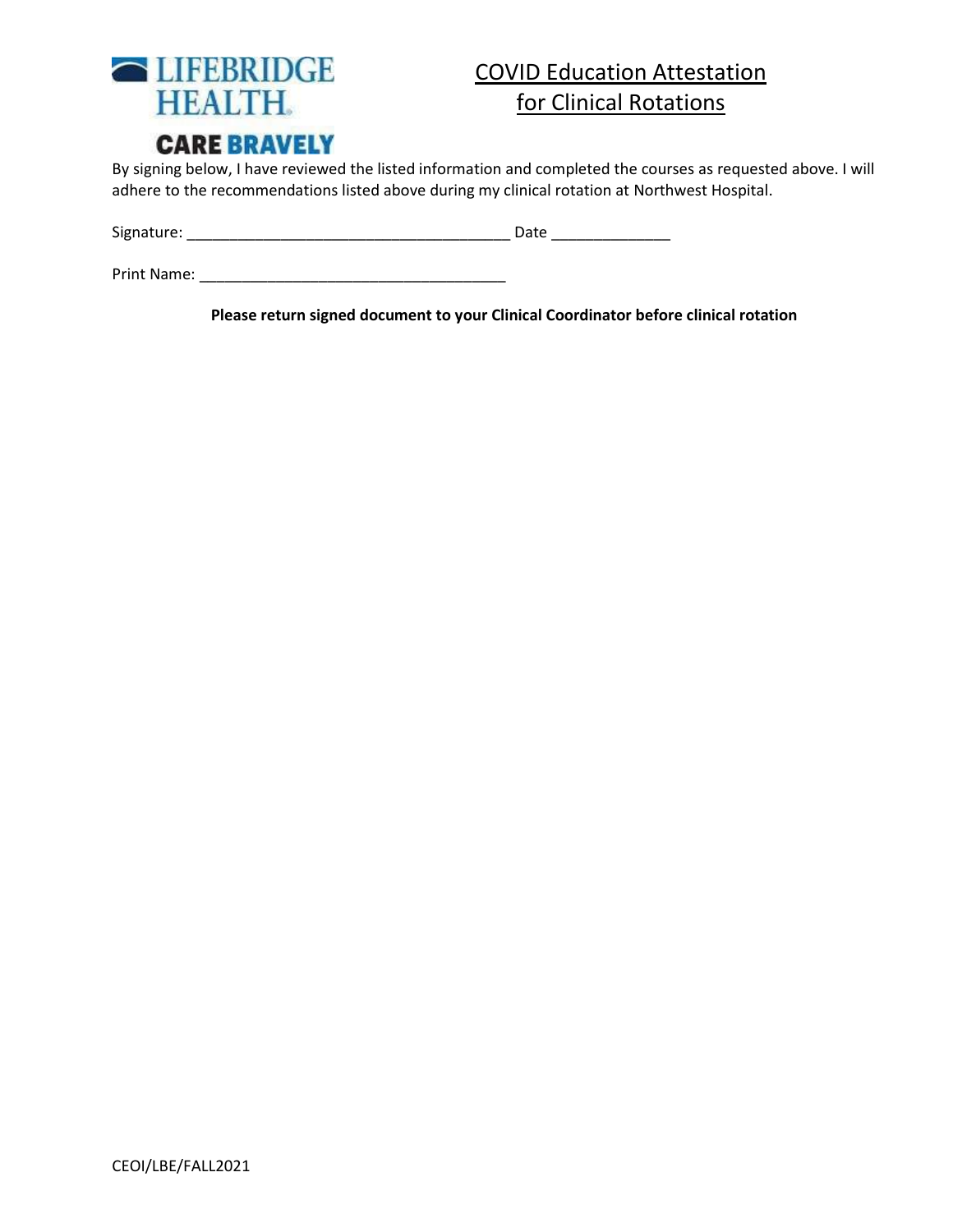LIFEBRIDGE HEALTH

CARE BRAVELY

# COVID Education Attestation for Clinical Rotations

By signing below, I have reviewed the listed information and completed the courses as requested above. I will adhere to the recommendations listed above during my clinical rotation at Northwest Hospital.

Signature: ______________________________________ Date ______________

Print Name: ____________________________________

**Please return signed document to your Clinical Coordinator before clinical rotation**

CEOI/LBE/FALL2021